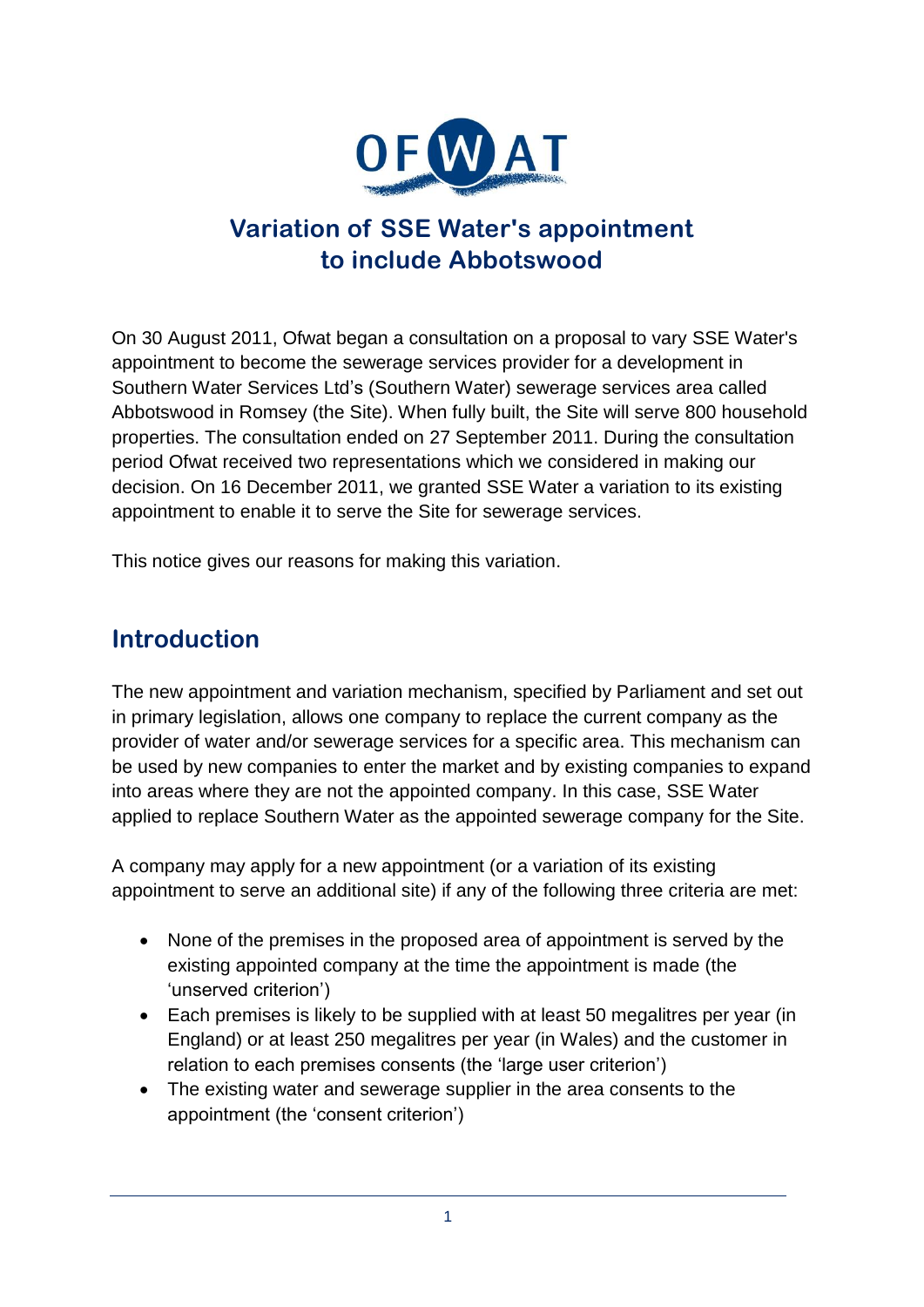# Variation of SSE Water's appointment to include Abbotswood

On 30 August 2011, Ofwat began a consultation on a proposal to vary SSE Water's appointment to become the sewerage services provider for a development in Southern Water Services Ltd's (Southern Water) sewerage services area called Abbotswood in Romsey (the Site). When fully built, the Site will serve 800 household properties. The consultation ended on 27 September 2011. During the consultation period Ofwat received two representations which we considered in making our decision. On 16 December 2011, we granted SSE Water a variation to its existing appointment to enable it to serve the Site for sewerage services.

This notice gives our reasons for making this variation.

## Introduction

The new appointment and variation mechanism, specified by Parliament and set out in primary legislation, allows one company to replace the current company as the provider of water and/or sewerage services for a specific area. This mechanism can be used by new companies to enter the market and by existing companies to expand into areas where they are not the appointed company. In this case, SSE Water applied to replace Southern Water as the appointed sewerage company for the Site.

A company may apply for a new appointment (or a variation of its existing appointment to serve an additional site) if any of the following three criteria are met:

- None of the premises in the proposed area of appointment is served by the existing appointed company at the time the appointment is made (the 'unserved criterion')
- Each premises is likely to be supplied with at least 50 megalitres per year (in England) or at least 250 megalitres per year (in Wales) and the customer in relation to each premises consents (the 'large user criterion')
- The existing water and sewerage supplier in the area consents to the appointment (the 'consent criterion')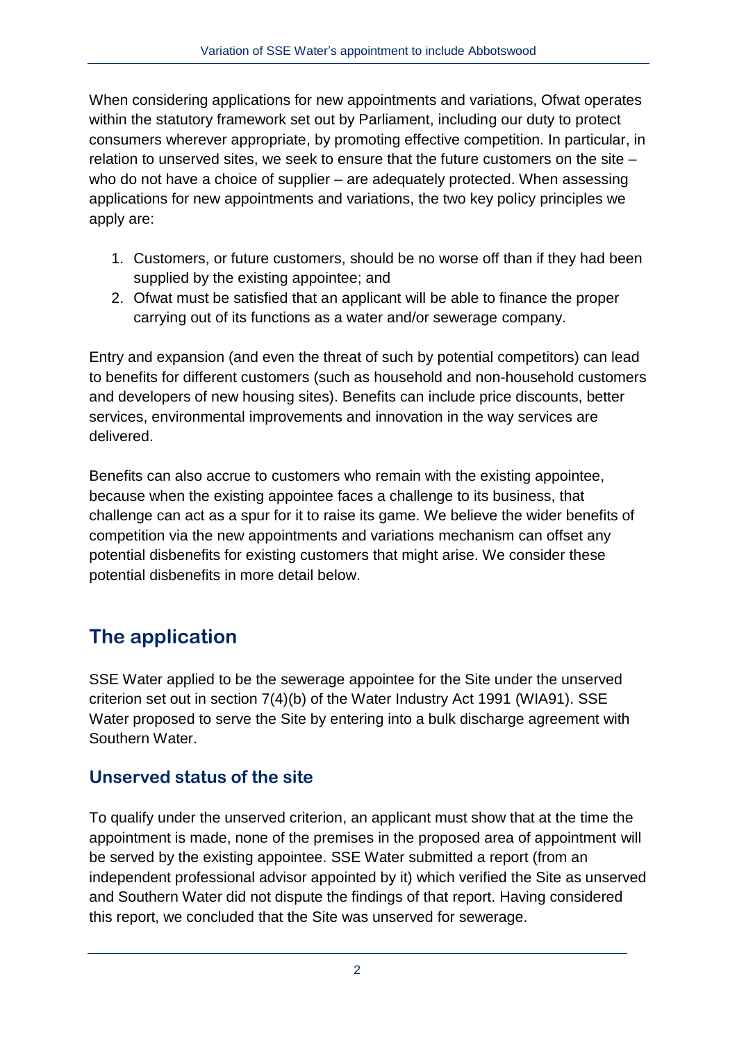When considering applications for new appointments and variations, Ofwat operates within the statutory framework set out by Parliament, including our duty to protect consumers wherever appropriate, by promoting effective competition. In particular, in relation to unserved sites, we seek to ensure that the future customers on the site – who do not have a choice of supplier – are adequately protected. When assessing applications for new appointments and variations, the two key policy principles we apply are:

1. Customers, or future customers, should be no worse off than if they had been supplied by the existing appointee; and
2. Ofwat must be satisfied that an applicant will be able to finance the proper carrying out of its functions as a water and/or sewerage company.

Entry and expansion (and even the threat of such by potential competitors) can lead to benefits for different customers (such as household and non-household customers and developers of new housing sites). Benefits can include price discounts, better services, environmental improvements and innovation in the way services are delivered.

Benefits can also accrue to customers who remain with the existing appointee, because when the existing appointee faces a challenge to its business, that challenge can act as a spur for it to raise its game. We believe the wider benefits of competition via the new appointments and variations mechanism can offset any potential disbenefits for existing customers that might arise. We consider these potential disbenefits in more detail below.

## The application

SSE Water applied to be the sewerage appointee for the Site under the unserved criterion set out in section 7(4)(b) of the Water Industry Act 1991 (WIA91). SSE Water proposed to serve the Site by entering into a bulk discharge agreement with Southern Water.

### Unserved status of the site

To qualify under the unserved criterion, an applicant must show that at the time the appointment is made, none of the premises in the proposed area of appointment will be served by the existing appointee. SSE Water submitted a report (from an independent professional advisor appointed by it) which verified the Site as unserved and Southern Water did not dispute the findings of that report. Having considered this report, we concluded that the Site was unserved for sewerage.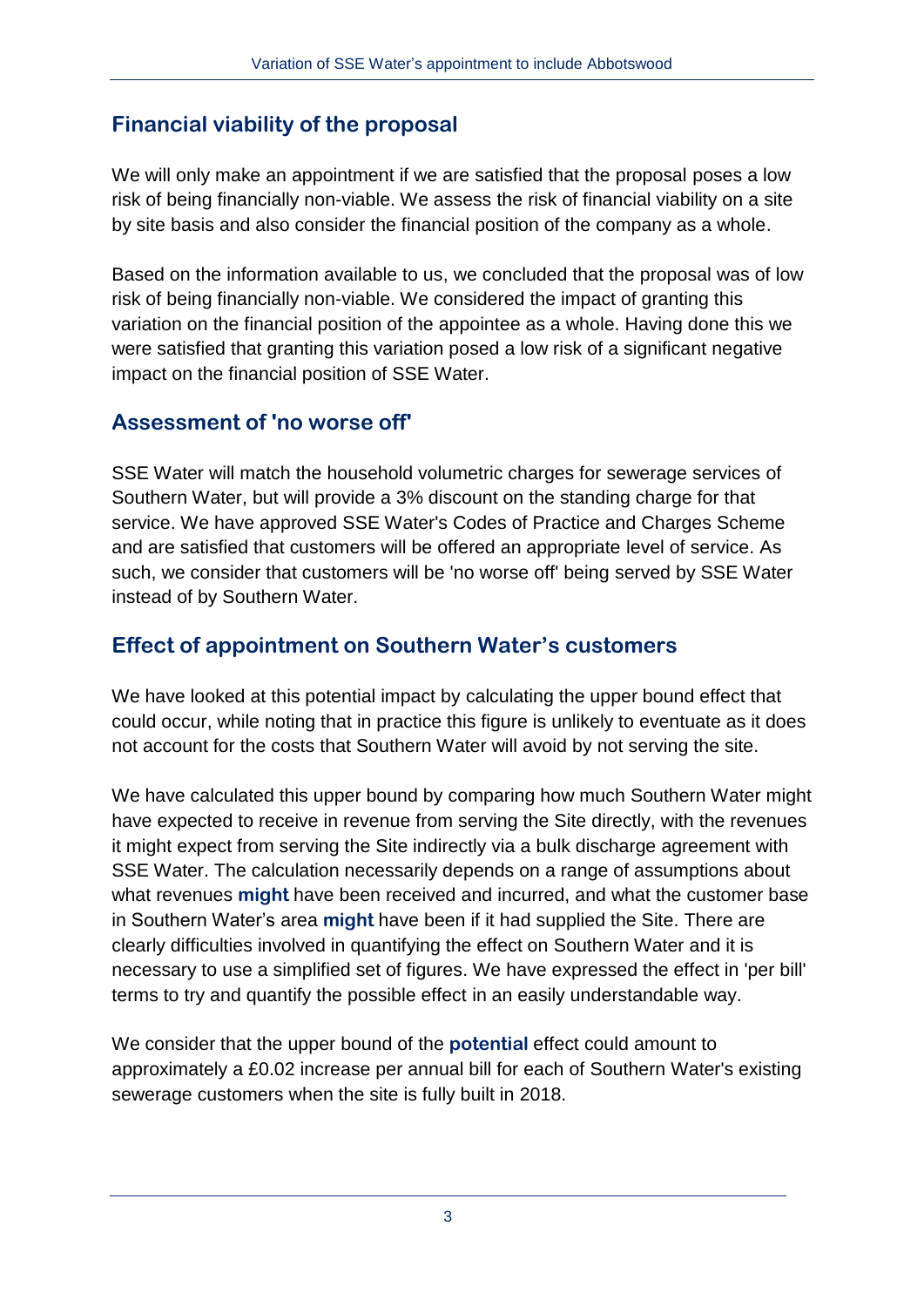## Financial viability of the proposal

We will only make an appointment if we are satisfied that the proposal poses a low risk of being financially non-viable. We assess the risk of financial viability on a site by site basis and also consider the financial position of the company as a whole.

Based on the information available to us, we concluded that the proposal was of low risk of being financially non-viable. We considered the impact of granting this variation on the financial position of the appointee as a whole. Having done this we were satisfied that granting this variation posed a low risk of a significant negative impact on the financial position of SSE Water.

## Assessment of 'no worse off'

SSE Water will match the household volumetric charges for sewerage services of Southern Water, but will provide a 3% discount on the standing charge for that service. We have approved SSE Water's Codes of Practice and Charges Scheme and are satisfied that customers will be offered an appropriate level of service. As such, we consider that customers will be 'no worse off' being served by SSE Water instead of by Southern Water.

## Effect of appointment on Southern Water's customers

We have looked at this potential impact by calculating the upper bound effect that could occur, while noting that in practice this figure is unlikely to eventuate as it does not account for the costs that Southern Water will avoid by not serving the site.

We have calculated this upper bound by comparing how much Southern Water might have expected to receive in revenue from serving the Site directly, with the revenues it might expect from serving the Site indirectly via a bulk discharge agreement with SSE Water. The calculation necessarily depends on a range of assumptions about what revenues **might** have been received and incurred, and what the customer base in Southern Water's area **might** have been if it had supplied the Site. There are clearly difficulties involved in quantifying the effect on Southern Water and it is necessary to use a simplified set of figures. We have expressed the effect in 'per bill' terms to try and quantify the possible effect in an easily understandable way.

We consider that the upper bound of the **potential** effect could amount to approximately a £0.02 increase per annual bill for each of Southern Water's existing sewerage customers when the site is fully built in 2018.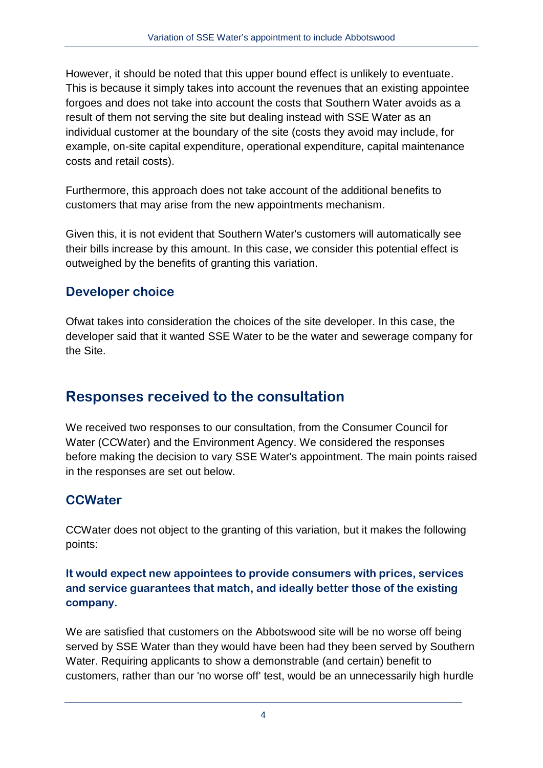However, it should be noted that this upper bound effect is unlikely to eventuate. This is because it simply takes into account the revenues that an existing appointee forgoes and does not take into account the costs that Southern Water avoids as a result of them not serving the site but dealing instead with SSE Water as an individual customer at the boundary of the site (costs they avoid may include, for example, on-site capital expenditure, operational expenditure, capital maintenance costs and retail costs).

Furthermore, this approach does not take account of the additional benefits to customers that may arise from the new appointments mechanism.

Given this, it is not evident that Southern Water's customers will automatically see their bills increase by this amount. In this case, we consider this potential effect is outweighed by the benefits of granting this variation.

### Developer choice

Ofwat takes into consideration the choices of the site developer. In this case, the developer said that it wanted SSE Water to be the water and sewerage company for the Site.

## Responses received to the consultation

We received two responses to our consultation, from the Consumer Council for Water (CCWater) and the Environment Agency. We considered the responses before making the decision to vary SSE Water's appointment. The main points raised in the responses are set out below.

### CCWater

CCWater does not object to the granting of this variation, but it makes the following points:

#### It would expect new appointees to provide consumers with prices, services and service guarantees that match, and ideally better those of the existing company.

We are satisfied that customers on the Abbotswood site will be no worse off being served by SSE Water than they would have been had they been served by Southern Water. Requiring applicants to show a demonstrable (and certain) benefit to customers, rather than our 'no worse off' test, would be an unnecessarily high hurdle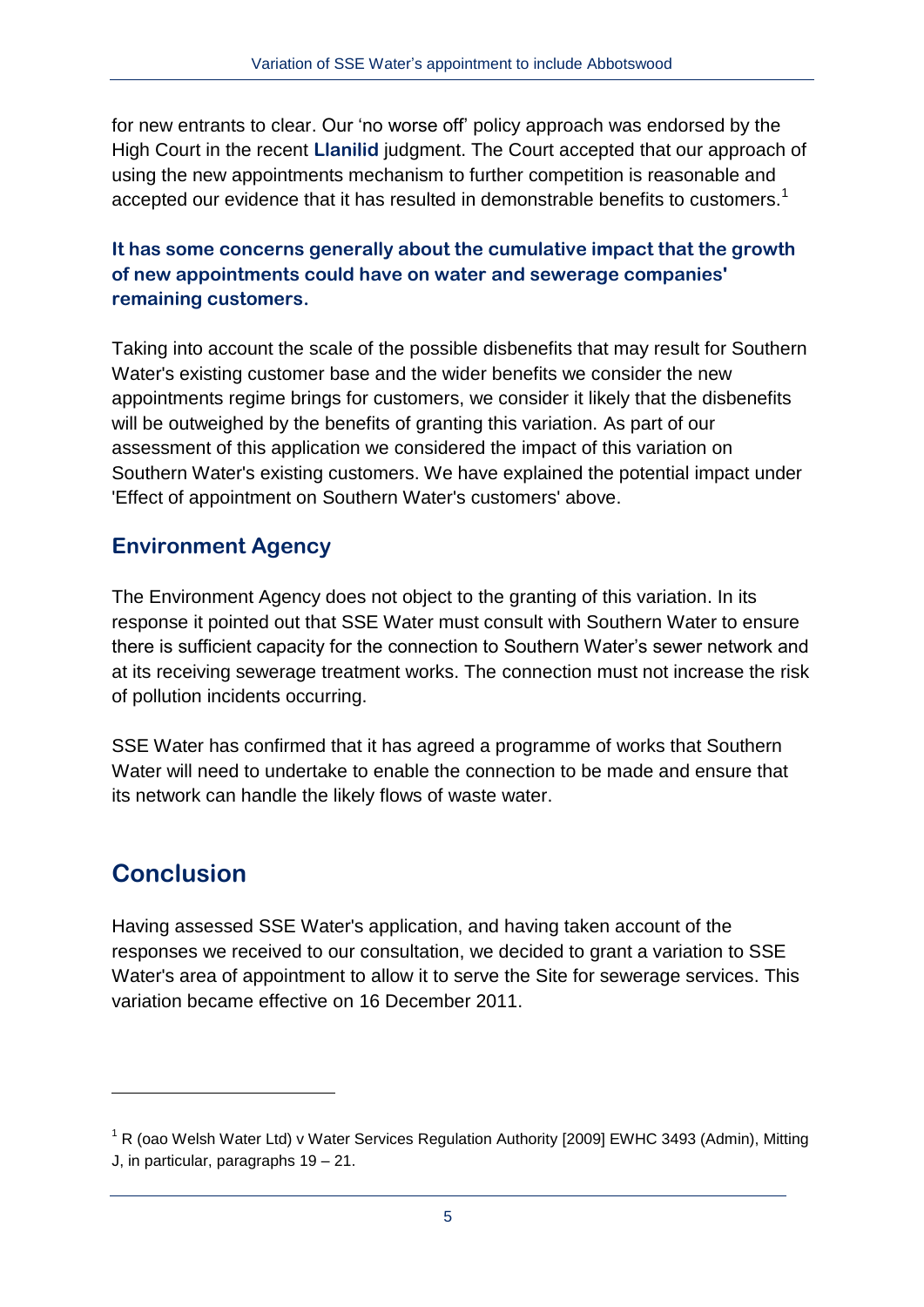for new entrants to clear. Our 'no worse off' policy approach was endorsed by the High Court in the recent **Llanilid** judgment. The Court accepted that our approach of using the new appointments mechanism to further competition is reasonable and accepted our evidence that it has resulted in demonstrable benefits to customers.[1]

**It has some concerns generally about the cumulative impact that the growth of new appointments could have on water and sewerage companies' remaining customers.**

Taking into account the scale of the possible disbenefits that may result for Southern Water's existing customer base and the wider benefits we consider the new appointments regime brings for customers, we consider it likely that the disbenefits will be outweighed by the benefits of granting this variation. As part of our assessment of this application we considered the impact of this variation on Southern Water's existing customers. We have explained the potential impact under 'Effect of appointment on Southern Water's customers' above.

### Environment Agency

The Environment Agency does not object to the granting of this variation. In its response it pointed out that SSE Water must consult with Southern Water to ensure there is sufficient capacity for the connection to Southern Water's sewer network and at its receiving sewerage treatment works. The connection must not increase the risk of pollution incidents occurring.

SSE Water has confirmed that it has agreed a programme of works that Southern Water will need to undertake to enable the connection to be made and ensure that its network can handle the likely flows of waste water.

## Conclusion

Having assessed SSE Water's application, and having taken account of the responses we received to our consultation, we decided to grant a variation to SSE Water's area of appointment to allow it to serve the Site for sewerage services. This variation became effective on 16 December 2011.

---

[1] R (oao Welsh Water Ltd) v Water Services Regulation Authority [2009] EWHC 3493 (Admin), Mitting J, in particular, paragraphs 19 – 21.